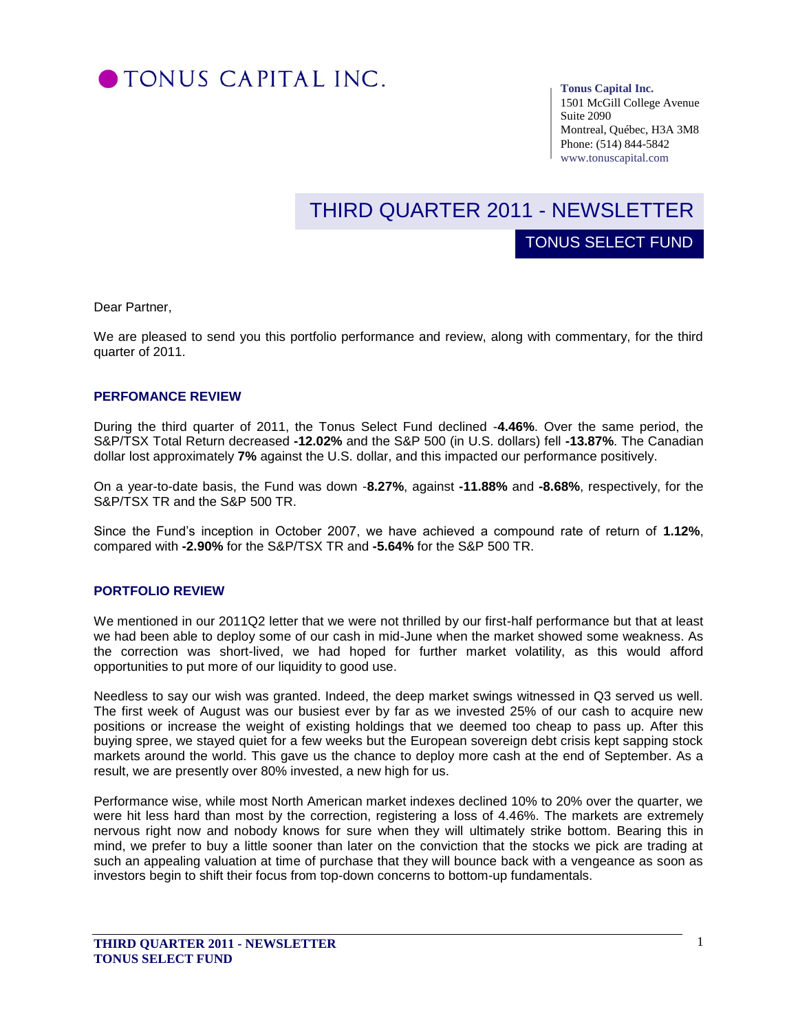# TONUS CAPITAL INC.

**Tonus Capital Inc.**
1501 McGill College Avenue
Suite 2090
Montreal, Québec, H3A 3M8
Phone: (514) 844-5842
www.tonuscapital.com

# THIRD QUARTER 2011 - NEWSLETTER

## TONUS SELECT FUND

Dear Partner,

We are pleased to send you this portfolio performance and review, along with commentary, for the third quarter of 2011.

### PERFOMANCE REVIEW

During the third quarter of 2011, the Tonus Select Fund declined -**4.46%**. Over the same period, the S&P/TSX Total Return decreased **-12.02%** and the S&P 500 (in U.S. dollars) fell **-13.87%**. The Canadian dollar lost approximately **7%** against the U.S. dollar, and this impacted our performance positively.

On a year-to-date basis, the Fund was down -**8.27%**, against **-11.88%** and **-8.68%**, respectively, for the S&P/TSX TR and the S&P 500 TR.

Since the Fund's inception in October 2007, we have achieved a compound rate of return of **1.12%**, compared with **-2.90%** for the S&P/TSX TR and **-5.64%** for the S&P 500 TR.

### PORTFOLIO REVIEW

We mentioned in our 2011Q2 letter that we were not thrilled by our first-half performance but that at least we had been able to deploy some of our cash in mid-June when the market showed some weakness. As the correction was short-lived, we had hoped for further market volatility, as this would afford opportunities to put more of our liquidity to good use.

Needless to say our wish was granted. Indeed, the deep market swings witnessed in Q3 served us well. The first week of August was our busiest ever by far as we invested 25% of our cash to acquire new positions or increase the weight of existing holdings that we deemed too cheap to pass up. After this buying spree, we stayed quiet for a few weeks but the European sovereign debt crisis kept sapping stock markets around the world. This gave us the chance to deploy more cash at the end of September. As a result, we are presently over 80% invested, a new high for us.

Performance wise, while most North American market indexes declined 10% to 20% over the quarter, we were hit less hard than most by the correction, registering a loss of 4.46%. The markets are extremely nervous right now and nobody knows for sure when they will ultimately strike bottom. Bearing this in mind, we prefer to buy a little sooner than later on the conviction that the stocks we pick are trading at such an appealing valuation at time of purchase that they will bounce back with a vengeance as soon as investors begin to shift their focus from top-down concerns to bottom-up fundamentals.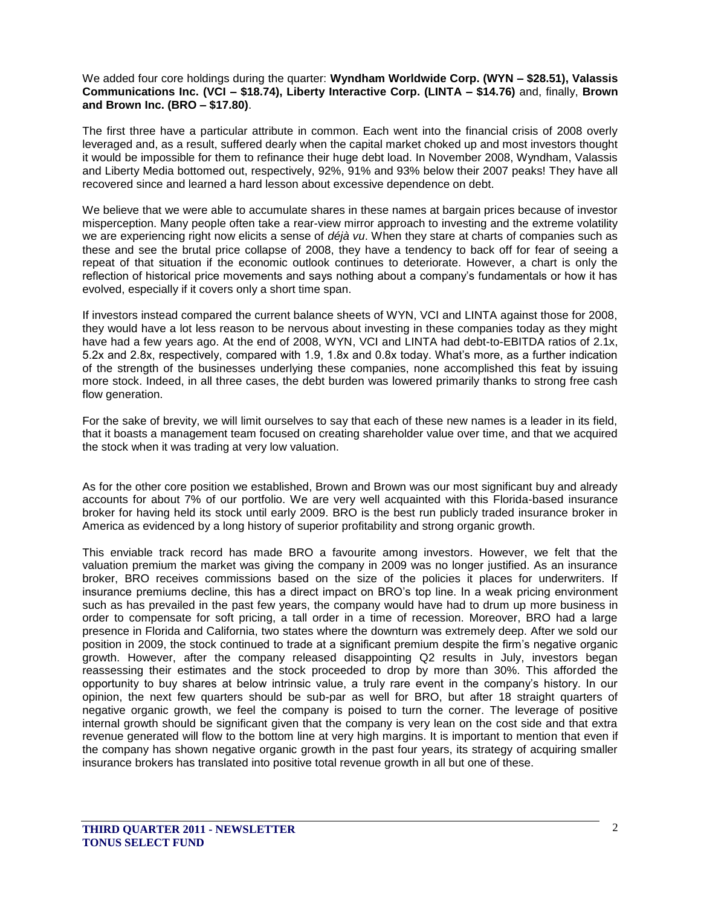We added four core holdings during the quarter: **Wyndham Worldwide Corp. (WYN – $28.51), Valassis Communications Inc. (VCI – $18.74), Liberty Interactive Corp. (LINTA – $14.76)** and, finally, **Brown and Brown Inc. (BRO – $17.80)**.

The first three have a particular attribute in common. Each went into the financial crisis of 2008 overly leveraged and, as a result, suffered dearly when the capital market choked up and most investors thought it would be impossible for them to refinance their huge debt load. In November 2008, Wyndham, Valassis and Liberty Media bottomed out, respectively, 92%, 91% and 93% below their 2007 peaks! They have all recovered since and learned a hard lesson about excessive dependence on debt.

We believe that we were able to accumulate shares in these names at bargain prices because of investor misperception. Many people often take a rear-view mirror approach to investing and the extreme volatility we are experiencing right now elicits a sense of *déjà vu*. When they stare at charts of companies such as these and see the brutal price collapse of 2008, they have a tendency to back off for fear of seeing a repeat of that situation if the economic outlook continues to deteriorate. However, a chart is only the reflection of historical price movements and says nothing about a company's fundamentals or how it has evolved, especially if it covers only a short time span.

If investors instead compared the current balance sheets of WYN, VCI and LINTA against those for 2008, they would have a lot less reason to be nervous about investing in these companies today as they might have had a few years ago. At the end of 2008, WYN, VCI and LINTA had debt-to-EBITDA ratios of 2.1x, 5.2x and 2.8x, respectively, compared with 1.9, 1.8x and 0.8x today. What's more, as a further indication of the strength of the businesses underlying these companies, none accomplished this feat by issuing more stock. Indeed, in all three cases, the debt burden was lowered primarily thanks to strong free cash flow generation.

For the sake of brevity, we will limit ourselves to say that each of these new names is a leader in its field, that it boasts a management team focused on creating shareholder value over time, and that we acquired the stock when it was trading at very low valuation.

As for the other core position we established, Brown and Brown was our most significant buy and already accounts for about 7% of our portfolio. We are very well acquainted with this Florida-based insurance broker for having held its stock until early 2009. BRO is the best run publicly traded insurance broker in America as evidenced by a long history of superior profitability and strong organic growth.

This enviable track record has made BRO a favourite among investors. However, we felt that the valuation premium the market was giving the company in 2009 was no longer justified. As an insurance broker, BRO receives commissions based on the size of the policies it places for underwriters. If insurance premiums decline, this has a direct impact on BRO's top line. In a weak pricing environment such as has prevailed in the past few years, the company would have had to drum up more business in order to compensate for soft pricing, a tall order in a time of recession. Moreover, BRO had a large presence in Florida and California, two states where the downturn was extremely deep. After we sold our position in 2009, the stock continued to trade at a significant premium despite the firm's negative organic growth. However, after the company released disappointing Q2 results in July, investors began reassessing their estimates and the stock proceeded to drop by more than 30%. This afforded the opportunity to buy shares at below intrinsic value, a truly rare event in the company's history. In our opinion, the next few quarters should be sub-par as well for BRO, but after 18 straight quarters of negative organic growth, we feel the company is poised to turn the corner. The leverage of positive internal growth should be significant given that the company is very lean on the cost side and that extra revenue generated will flow to the bottom line at very high margins. It is important to mention that even if the company has shown negative organic growth in the past four years, its strategy of acquiring smaller insurance brokers has translated into positive total revenue growth in all but one of these.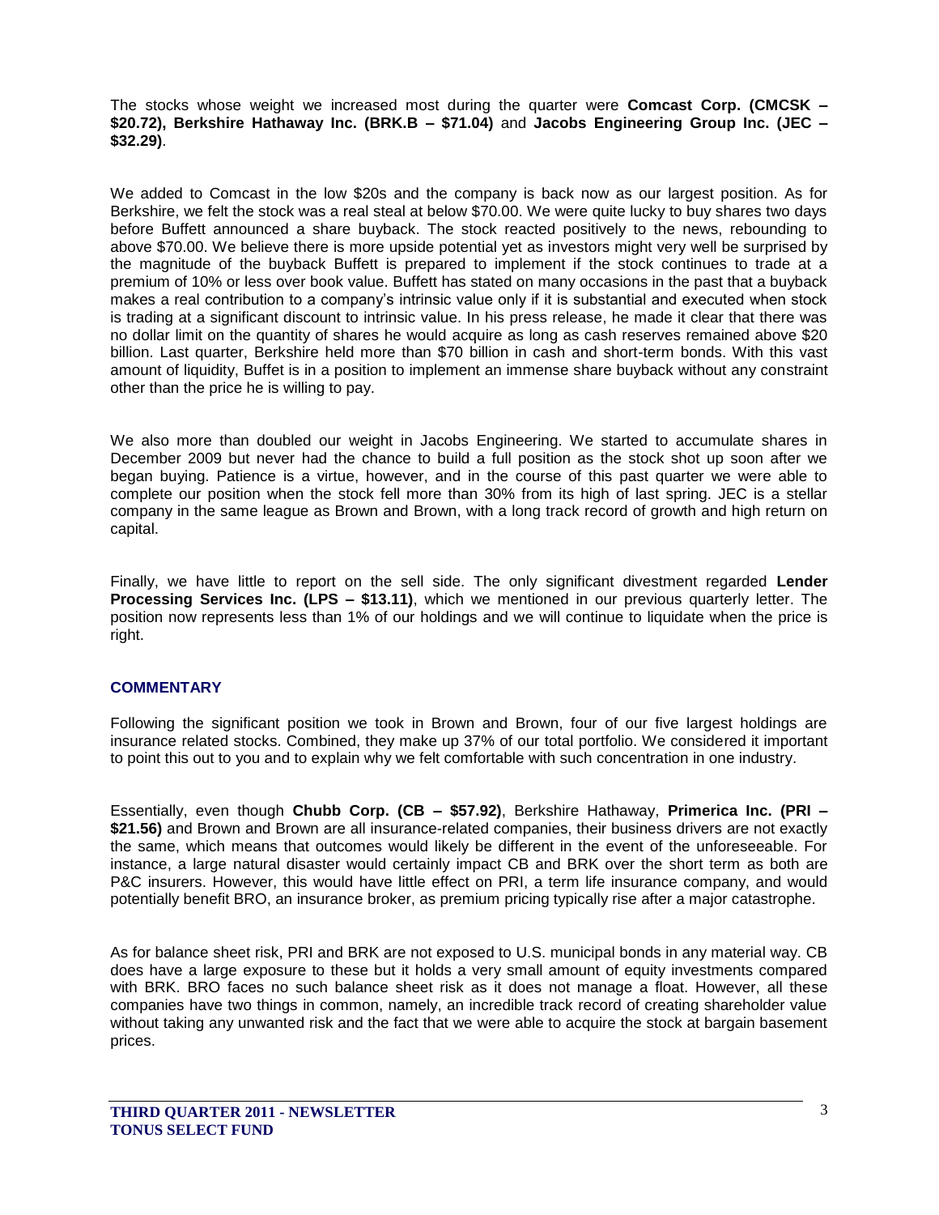The stocks whose weight we increased most during the quarter were **Comcast Corp. (CMCSK – $20.72), Berkshire Hathaway Inc. (BRK.B – $71.04)** and **Jacobs Engineering Group Inc. (JEC – $32.29)**.

We added to Comcast in the low $20s and the company is back now as our largest position. As for Berkshire, we felt the stock was a real steal at below $70.00. We were quite lucky to buy shares two days before Buffett announced a share buyback. The stock reacted positively to the news, rebounding to above $70.00. We believe there is more upside potential yet as investors might very well be surprised by the magnitude of the buyback Buffett is prepared to implement if the stock continues to trade at a premium of 10% or less over book value. Buffett has stated on many occasions in the past that a buyback makes a real contribution to a company's intrinsic value only if it is substantial and executed when stock is trading at a significant discount to intrinsic value. In his press release, he made it clear that there was no dollar limit on the quantity of shares he would acquire as long as cash reserves remained above $20 billion. Last quarter, Berkshire held more than $70 billion in cash and short-term bonds. With this vast amount of liquidity, Buffet is in a position to implement an immense share buyback without any constraint other than the price he is willing to pay.

We also more than doubled our weight in Jacobs Engineering. We started to accumulate shares in December 2009 but never had the chance to build a full position as the stock shot up soon after we began buying. Patience is a virtue, however, and in the course of this past quarter we were able to complete our position when the stock fell more than 30% from its high of last spring. JEC is a stellar company in the same league as Brown and Brown, with a long track record of growth and high return on capital.

Finally, we have little to report on the sell side. The only significant divestment regarded **Lender Processing Services Inc. (LPS – $13.11)**, which we mentioned in our previous quarterly letter. The position now represents less than 1% of our holdings and we will continue to liquidate when the price is right.

## COMMENTARY

Following the significant position we took in Brown and Brown, four of our five largest holdings are insurance related stocks. Combined, they make up 37% of our total portfolio. We considered it important to point this out to you and to explain why we felt comfortable with such concentration in one industry.

Essentially, even though **Chubb Corp. (CB – $57.92)**, Berkshire Hathaway, **Primerica Inc. (PRI – $21.56)** and Brown and Brown are all insurance-related companies, their business drivers are not exactly the same, which means that outcomes would likely be different in the event of the unforeseeable. For instance, a large natural disaster would certainly impact CB and BRK over the short term as both are P&C insurers. However, this would have little effect on PRI, a term life insurance company, and would potentially benefit BRO, an insurance broker, as premium pricing typically rise after a major catastrophe.

As for balance sheet risk, PRI and BRK are not exposed to U.S. municipal bonds in any material way. CB does have a large exposure to these but it holds a very small amount of equity investments compared with BRK. BRO faces no such balance sheet risk as it does not manage a float. However, all these companies have two things in common, namely, an incredible track record of creating shareholder value without taking any unwanted risk and the fact that we were able to acquire the stock at bargain basement prices.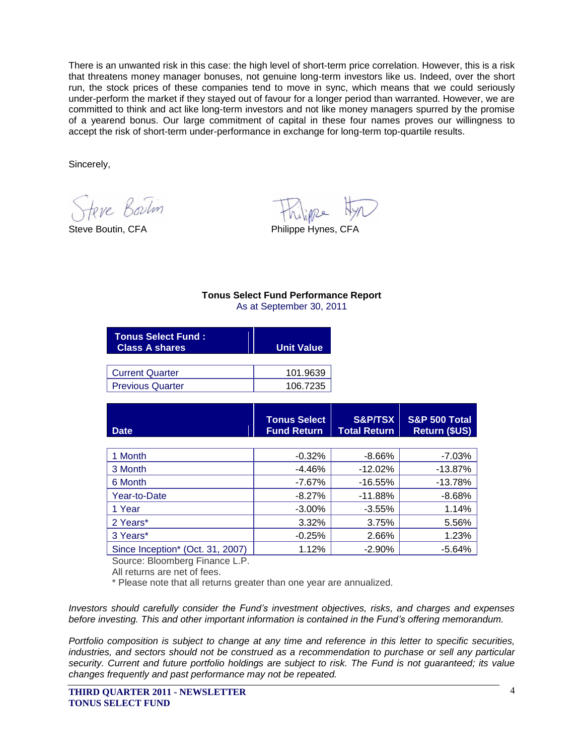There is an unwanted risk in this case: the high level of short-term price correlation. However, this is a risk that threatens money manager bonuses, not genuine long-term investors like us. Indeed, over the short run, the stock prices of these companies tend to move in sync, which means that we could seriously under-perform the market if they stayed out of favour for a longer period than warranted. However, we are committed to think and act like long-term investors and not like money managers spurred by the promise of a yearend bonus. Our large commitment of capital in these four names proves our willingness to accept the risk of short-term under-performance in exchange for long-term top-quartile results.

Sincerely,

Steve Boutin, CFA

Philippe Hynes, CFA

**Tonus Select Fund Performance Report**

As at September 30, 2011

| Tonus Select Fund : Class A shares | Unit Value |
|---|---|
| Current Quarter | 101.9639 |
| Previous Quarter | 106.7235 |

| Date | Tonus Select Fund Return | S&P/TSX Total Return | S&P 500 Total Return ($US) |
|---|---|---|---|
| 1 Month | -0.32% | -8.66% | -7.03% |
| 3 Month | -4.46% | -12.02% | -13.87% |
| 6 Month | -7.67% | -16.55% | -13.78% |
| Year-to-Date | -8.27% | -11.88% | -8.68% |
| 1 Year | -3.00% | -3.55% | 1.14% |
| 2 Years* | 3.32% | 3.75% | 5.56% |
| 3 Years* | -0.25% | 2.66% | 1.23% |
| Since Inception* (Oct. 31, 2007) | 1.12% | -2.90% | -5.64% |

Source: Bloomberg Finance L.P.

All returns are net of fees.

* Please note that all returns greater than one year are annualized.

*Investors should carefully consider the Fund's investment objectives, risks, and charges and expenses before investing. This and other important information is contained in the Fund's offering memorandum.*

*Portfolio composition is subject to change at any time and reference in this letter to specific securities, industries, and sectors should not be construed as a recommendation to purchase or sell any particular security. Current and future portfolio holdings are subject to risk. The Fund is not guaranteed; its value changes frequently and past performance may not be repeated.*